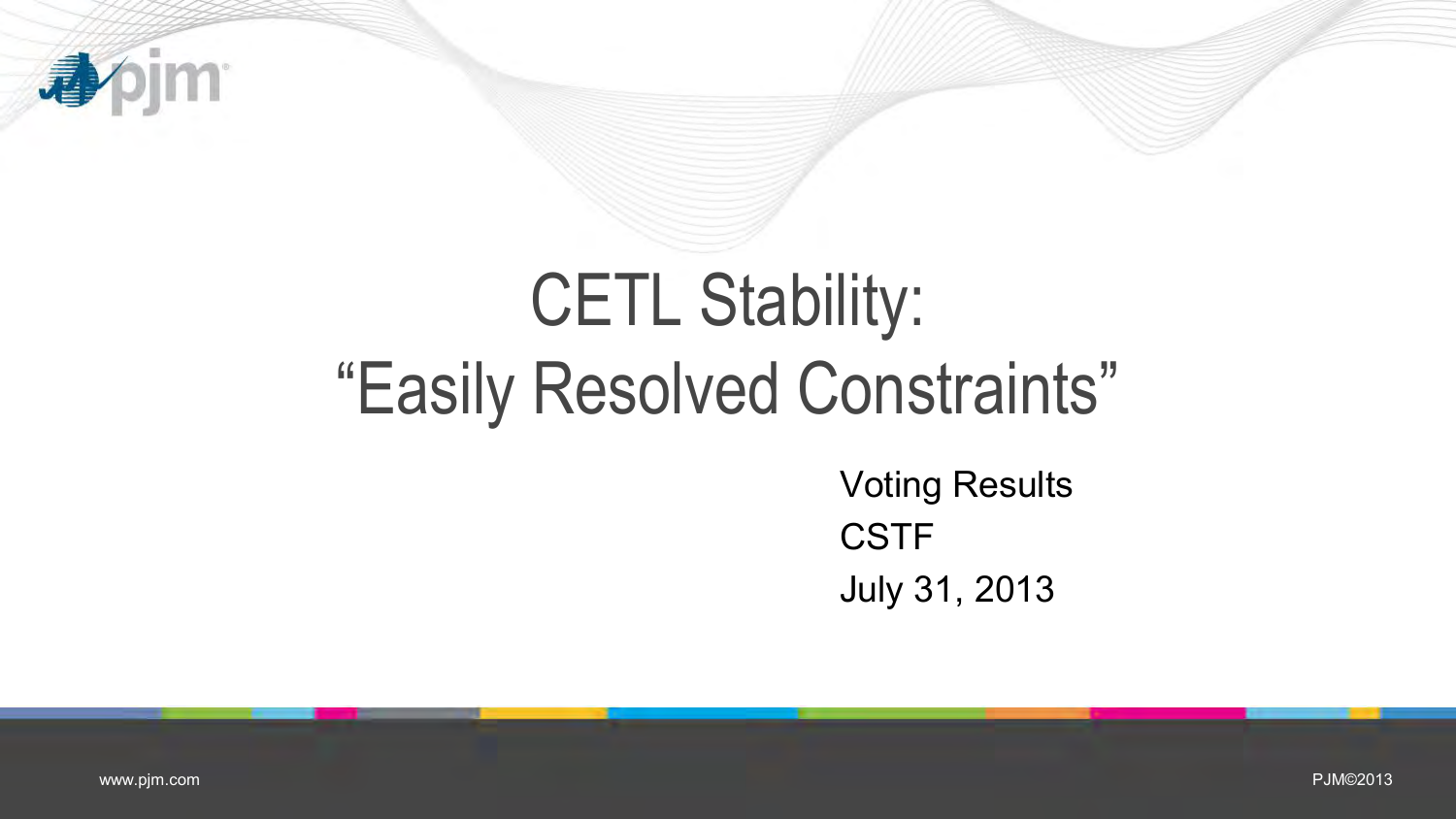# CETL Stability: "Easily Resolved Constraints"

Voting Results

CSTF

July 31, 2013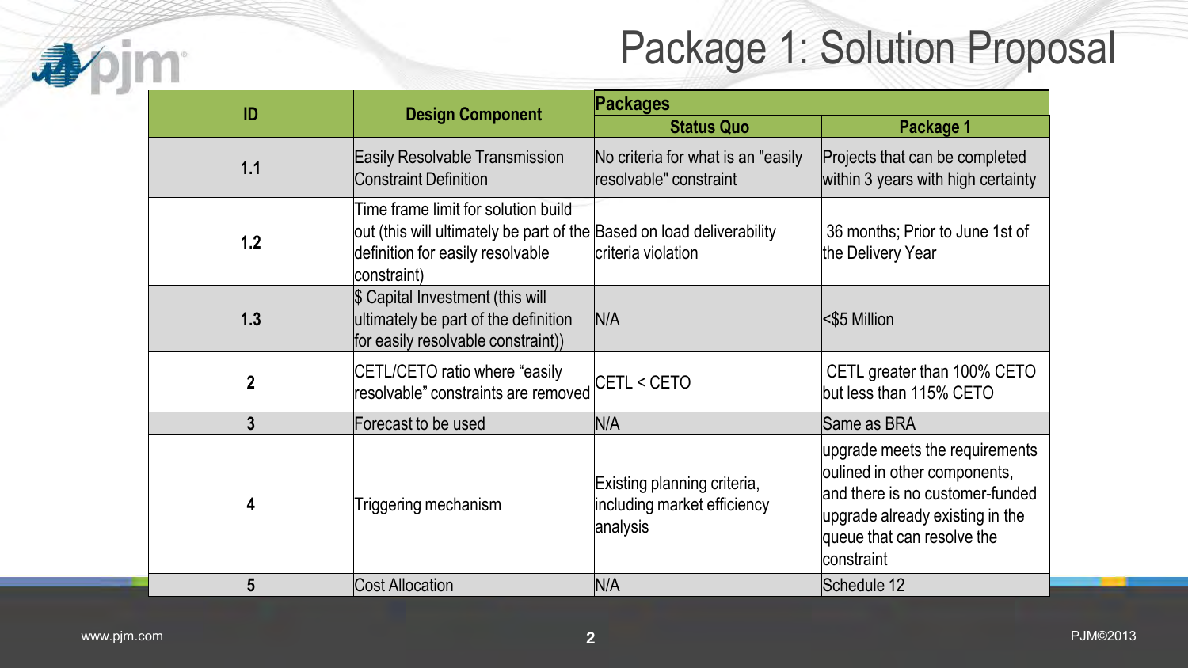# Package 1: Solution Proposal

| ID | Design Component | Packages | |
|---|---|---|---|
| | | Status Quo | Package 1 |
| 1.1 | Easily Resolvable Transmission Constraint Definition | No criteria for what is an "easily resolvable" constraint | Projects that can be completed within 3 years with high certainty |
| 1.2 | Time frame limit for solution build out (this will ultimately be part of the definition for easily resolvable constraint) | Based on load deliverability criteria violation | 36 months; Prior to June 1st of the Delivery Year |
| 1.3 | $ Capital Investment (this will ultimately be part of the definition for easily resolvable constraint)) | N/A | <$5 Million |
| 2 | CETL/CETO ratio where "easily resolvable" constraints are removed | CETL < CETO | CETL greater than 100% CETO but less than 115% CETO |
| 3 | Forecast to be used | N/A | Same as BRA |
| 4 | Triggering mechanism | Existing planning criteria, including market efficiency analysis | upgrade meets the requirements oulined in other components, and there is no customer-funded upgrade already existing in the queue that can resolve the constraint |
| 5 | Cost Allocation | N/A | Schedule 12 |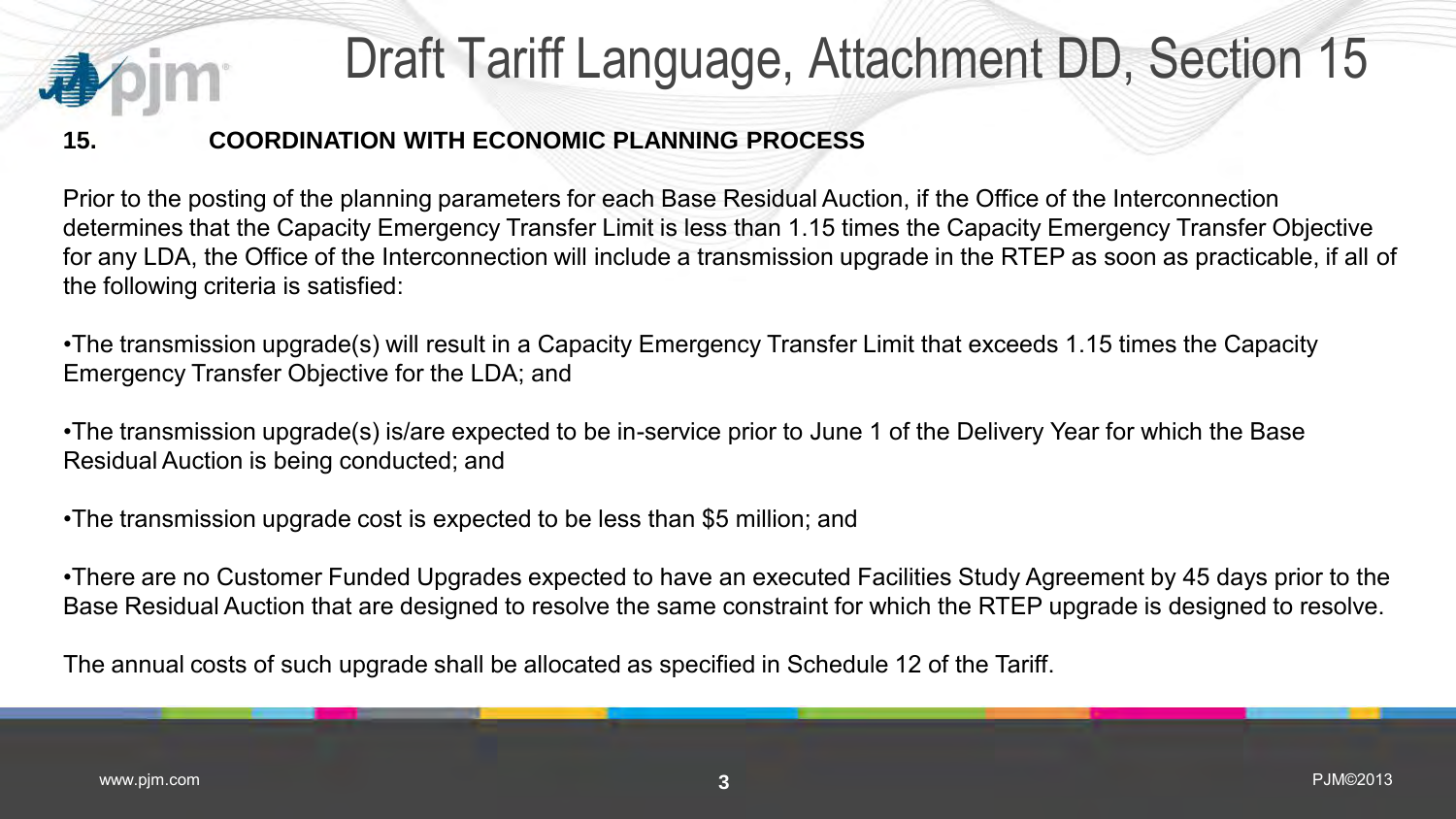# Draft Tariff Language, Attachment DD, Section 15

**15. COORDINATION WITH ECONOMIC PLANNING PROCESS**

Prior to the posting of the planning parameters for each Base Residual Auction, if the Office of the Interconnection determines that the Capacity Emergency Transfer Limit is less than 1.15 times the Capacity Emergency Transfer Objective for any LDA, the Office of the Interconnection will include a transmission upgrade in the RTEP as soon as practicable, if all of the following criteria is satisfied:

- The transmission upgrade(s) will result in a Capacity Emergency Transfer Limit that exceeds 1.15 times the Capacity Emergency Transfer Objective for the LDA; and

- The transmission upgrade(s) is/are expected to be in-service prior to June 1 of the Delivery Year for which the Base Residual Auction is being conducted; and

- The transmission upgrade cost is expected to be less than $5 million; and

- There are no Customer Funded Upgrades expected to have an executed Facilities Study Agreement by 45 days prior to the Base Residual Auction that are designed to resolve the same constraint for which the RTEP upgrade is designed to resolve.

The annual costs of such upgrade shall be allocated as specified in Schedule 12 of the Tariff.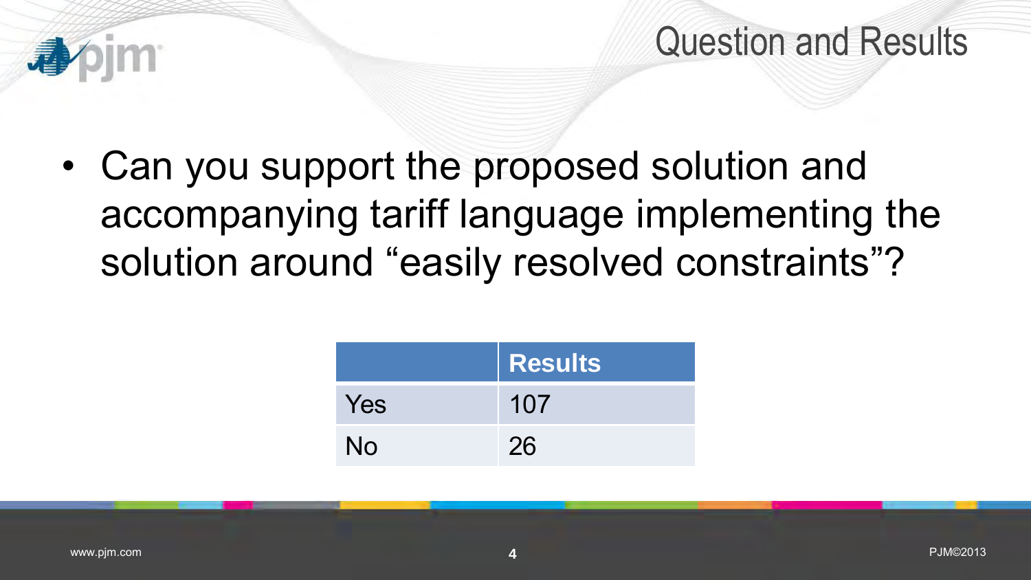# Question and Results

- Can you support the proposed solution and accompanying tariff language implementing the solution around “easily resolved constraints”?

| | Results |
|---|---|
| Yes | 107 |
| No | 26 |